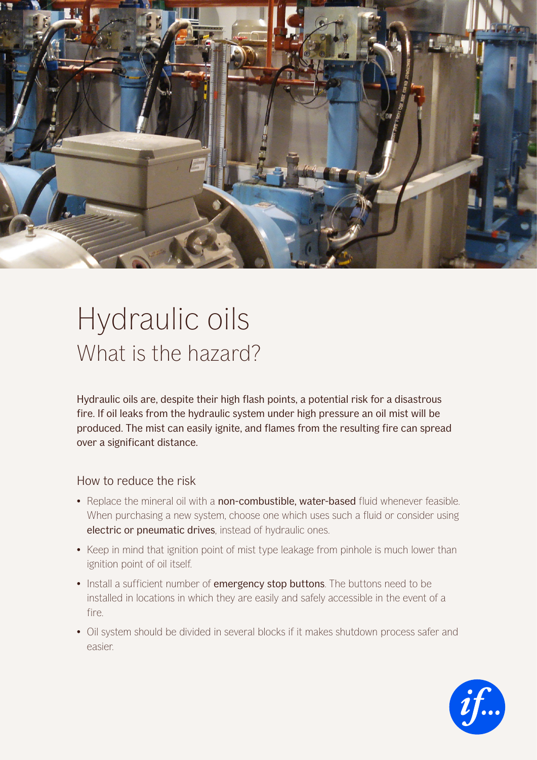# Hydraulic oils

## What is the hazard?

Hydraulic oils are, despite their high flash points, a potential risk for a disastrous fire. If oil leaks from the hydraulic system under high pressure an oil mist will be produced. The mist can easily ignite, and flames from the resulting fire can spread over a significant distance.

### How to reduce the risk

- Replace the mineral oil with a **non-combustible, water-based** fluid whenever feasible. When purchasing a new system, choose one which uses such a fluid or consider using **electric or pneumatic drives**, instead of hydraulic ones.
- Keep in mind that ignition point of mist type leakage from pinhole is much lower than ignition point of oil itself.
- Install a sufficient number of **emergency stop buttons**. The buttons need to be installed in locations in which they are easily and safely accessible in the event of a fire.
- Oil system should be divided in several blocks if it makes shutdown process safer and easier.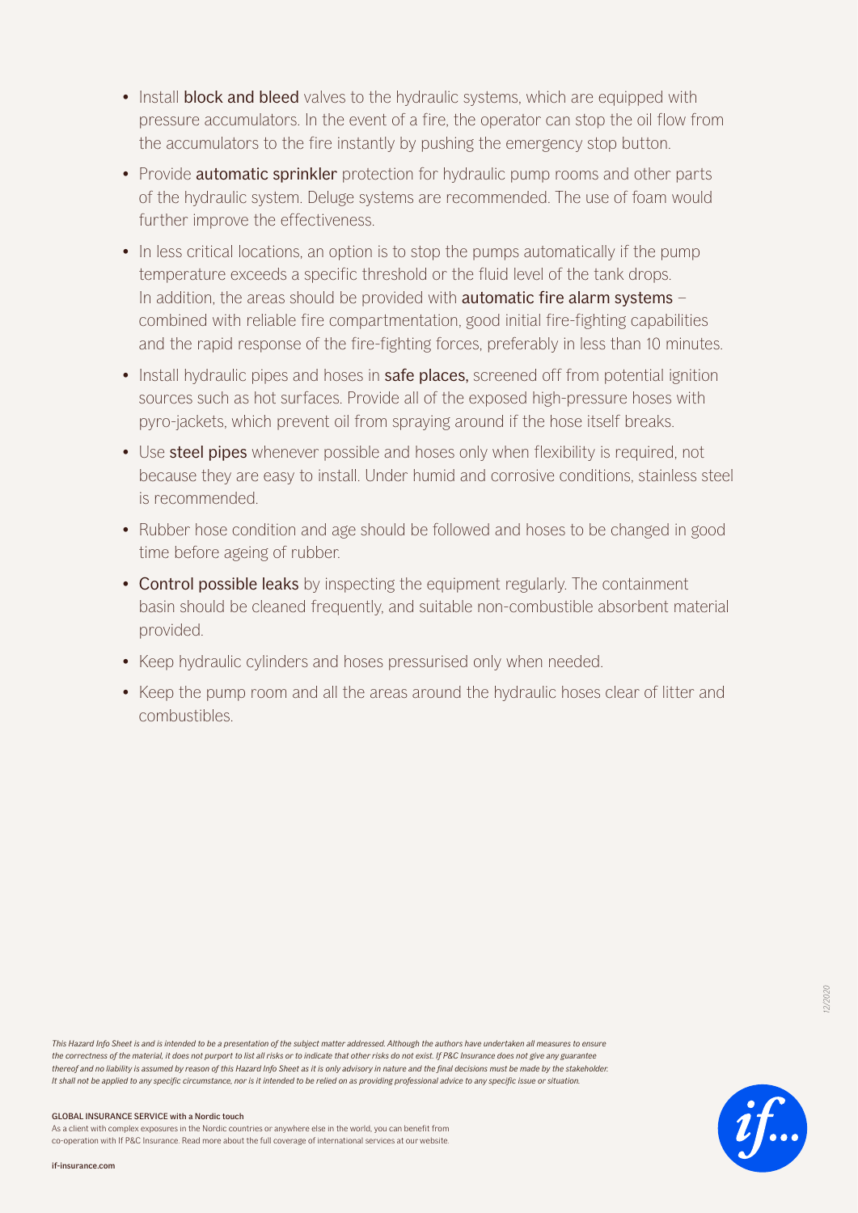- Install **block and bleed** valves to the hydraulic systems, which are equipped with pressure accumulators. In the event of a fire, the operator can stop the oil flow from the accumulators to the fire instantly by pushing the emergency stop button.
- Provide **automatic sprinkler** protection for hydraulic pump rooms and other parts of the hydraulic system. Deluge systems are recommended. The use of foam would further improve the effectiveness.
- In less critical locations, an option is to stop the pumps automatically if the pump temperature exceeds a specific threshold or the fluid level of the tank drops. In addition, the areas should be provided with **automatic fire alarm systems** – combined with reliable fire compartmentation, good initial fire-fighting capabilities and the rapid response of the fire-fighting forces, preferably in less than 10 minutes.
- Install hydraulic pipes and hoses in **safe places,** screened off from potential ignition sources such as hot surfaces. Provide all of the exposed high-pressure hoses with pyro-jackets, which prevent oil from spraying around if the hose itself breaks.
- Use **steel pipes** whenever possible and hoses only when flexibility is required, not because they are easy to install. Under humid and corrosive conditions, stainless steel is recommended.
- Rubber hose condition and age should be followed and hoses to be changed in good time before ageing of rubber.
- **Control possible leaks** by inspecting the equipment regularly. The containment basin should be cleaned frequently, and suitable non-combustible absorbent material provided.
- Keep hydraulic cylinders and hoses pressurised only when needed.
- Keep the pump room and all the areas around the hydraulic hoses clear of litter and combustibles.

*This Hazard Info Sheet is and is intended to be a presentation of the subject matter addressed. Although the authors have undertaken all measures to ensure the correctness of the material, it does not purport to list all risks or to indicate that other risks do not exist. If P&C Insurance does not give any guarantee thereof and no liability is assumed by reason of this Hazard Info Sheet as it is only advisory in nature and the final decisions must be made by the stakeholder. It shall not be applied to any specific circumstance, nor is it intended to be relied on as providing professional advice to any specific issue or situation.*

*12/2020*

**GLOBAL INSURANCE SERVICE with a Nordic touch**

As a client with complex exposures in the Nordic countries or anywhere else in the world, you can benefit from co-operation with If P&C Insurance. Read more about the full coverage of international services at our website.

**if-insurance.com**